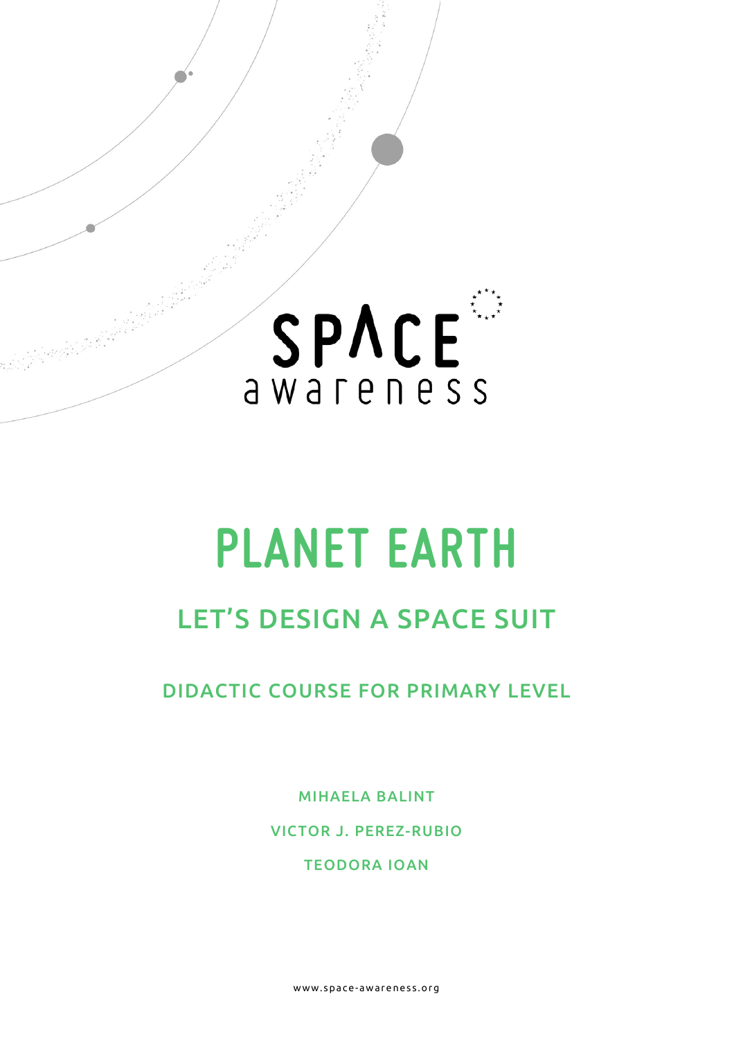SPACE awareness

# PLANET EARTH

## LET'S DESIGN A SPACE SUIT

### DIDACTIC COURSE FOR PRIMARY LEVEL

MIHAELA BALINT

VICTOR J. PEREZ-RUBIO

TEODORA IOAN

www.space-awareness.org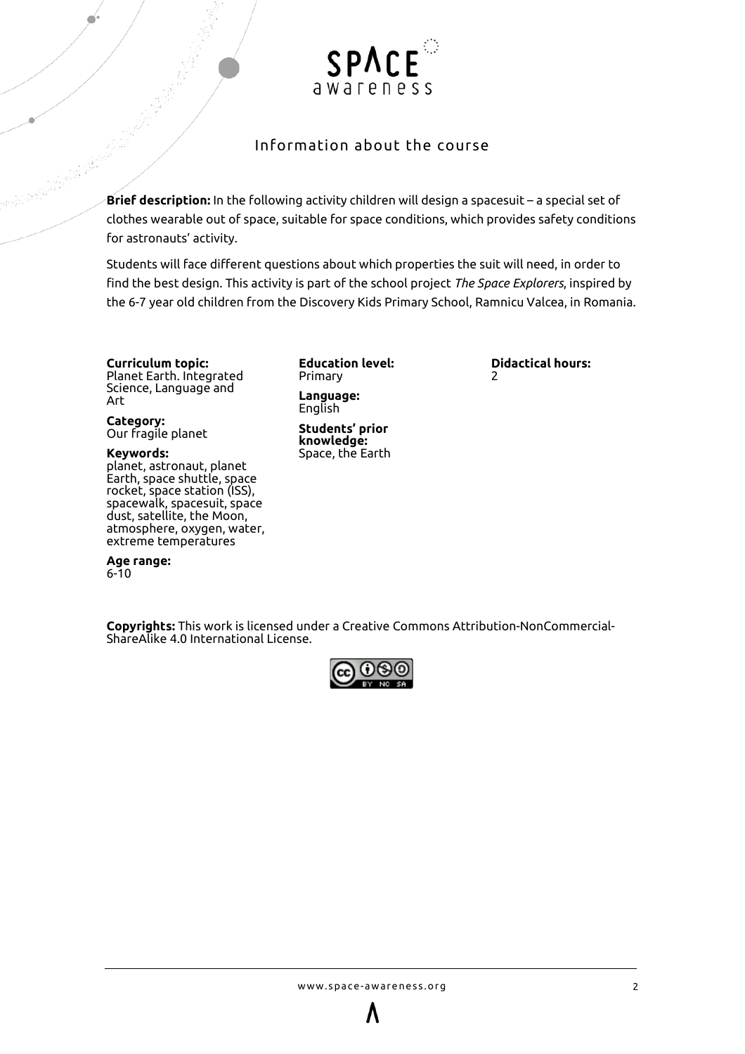## Information about the course

**Brief description:** In the following activity children will design a spacesuit – a special set of clothes wearable out of space, suitable for space conditions, which provides safety conditions for astronauts' activity.

Students will face different questions about which properties the suit will need, in order to find the best design. This activity is part of the school project *The Space Explorers*, inspired by the 6-7 year old children from the Discovery Kids Primary School, Ramnicu Valcea, in Romania.

**Curriculum topic:**
Planet Earth. Integrated Science, Language and Art

**Category:**
Our fragile planet

**Keywords:**
planet, astronaut, planet Earth, space shuttle, space rocket, space station (ISS), spacewalk, spacesuit, space dust, satellite, the Moon, atmosphere, oxygen, water, extreme temperatures

**Age range:**
6-10

**Education level:**
Primary

**Language:**
English

**Students' prior knowledge:**
Space, the Earth

**Didactical hours:**
2

**Copyrights:** This work is licensed under a Creative Commons Attribution-NonCommercial-ShareAlike 4.0 International License.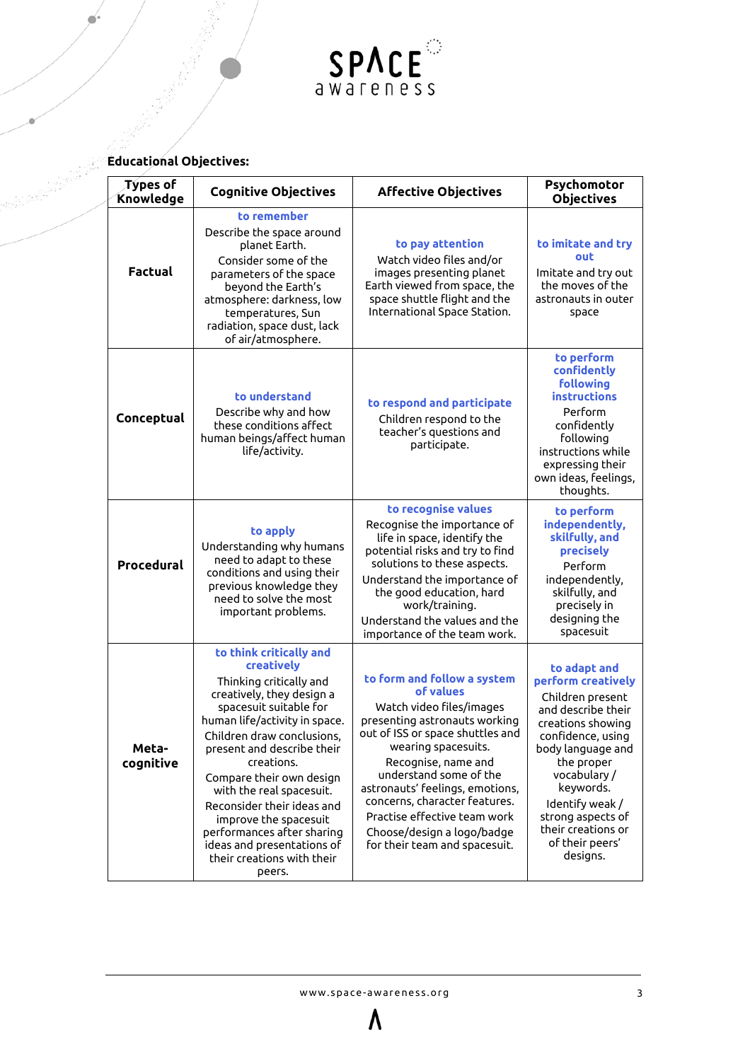**Educational Objectives:**

| Types of Knowledge | Cognitive Objectives | Affective Objectives | Psychomotor Objectives |
|---|---|---|---|
| **Factual** | **to remember**<br>Describe the space around planet Earth.<br>Consider some of the parameters of the space beyond the Earth's atmosphere: darkness, low temperatures, Sun radiation, space dust, lack of air/atmosphere. | **to pay attention**<br>Watch video files and/or images presenting planet Earth viewed from space, the space shuttle flight and the International Space Station. | **to imitate and try out**<br>Imitate and try out the moves of the astronauts in outer space |
| **Conceptual** | **to understand**<br>Describe why and how these conditions affect human beings/affect human life/activity. | **to respond and participate**<br>Children respond to the teacher's questions and participate. | **to perform confidently following instructions**<br>Perform confidently following instructions while expressing their own ideas, feelings, thoughts. |
| **Procedural** | **to apply**<br>Understanding why humans need to adapt to these conditions and using their previous knowledge they need to solve the most important problems. | **to recognise values**<br>Recognise the importance of life in space, identify the potential risks and try to find solutions to these aspects.<br>Understand the importance of the good education, hard work/training.<br>Understand the values and the importance of the team work. | **to perform independently, skilfully, and precisely**<br>Perform independently, skilfully, and precisely in designing the spacesuit |
| **Meta-cognitive** | **to think critically and creatively**<br>Thinking critically and creatively, they design a spacesuit suitable for human life/activity in space.<br>Children draw conclusions, present and describe their creations.<br>Compare their own design with the real spacesuit.<br>Reconsider their ideas and improve the spacesuit performances after sharing ideas and presentations of their creations with their peers. | **to form and follow a system of values**<br>Watch video files/images presenting astronauts working out of ISS or space shuttles and wearing spacesuits.<br>Recognise, name and understand some of the astronauts' feelings, emotions, concerns, character features.<br>Practise effective team work<br>Choose/design a logo/badge for their team and spacesuit. | **to adapt and perform creatively**<br>Children present and describe their creations showing confidence, using body language and the proper vocabulary / keywords.<br>Identify weak / strong aspects of their creations or of their peers' designs. |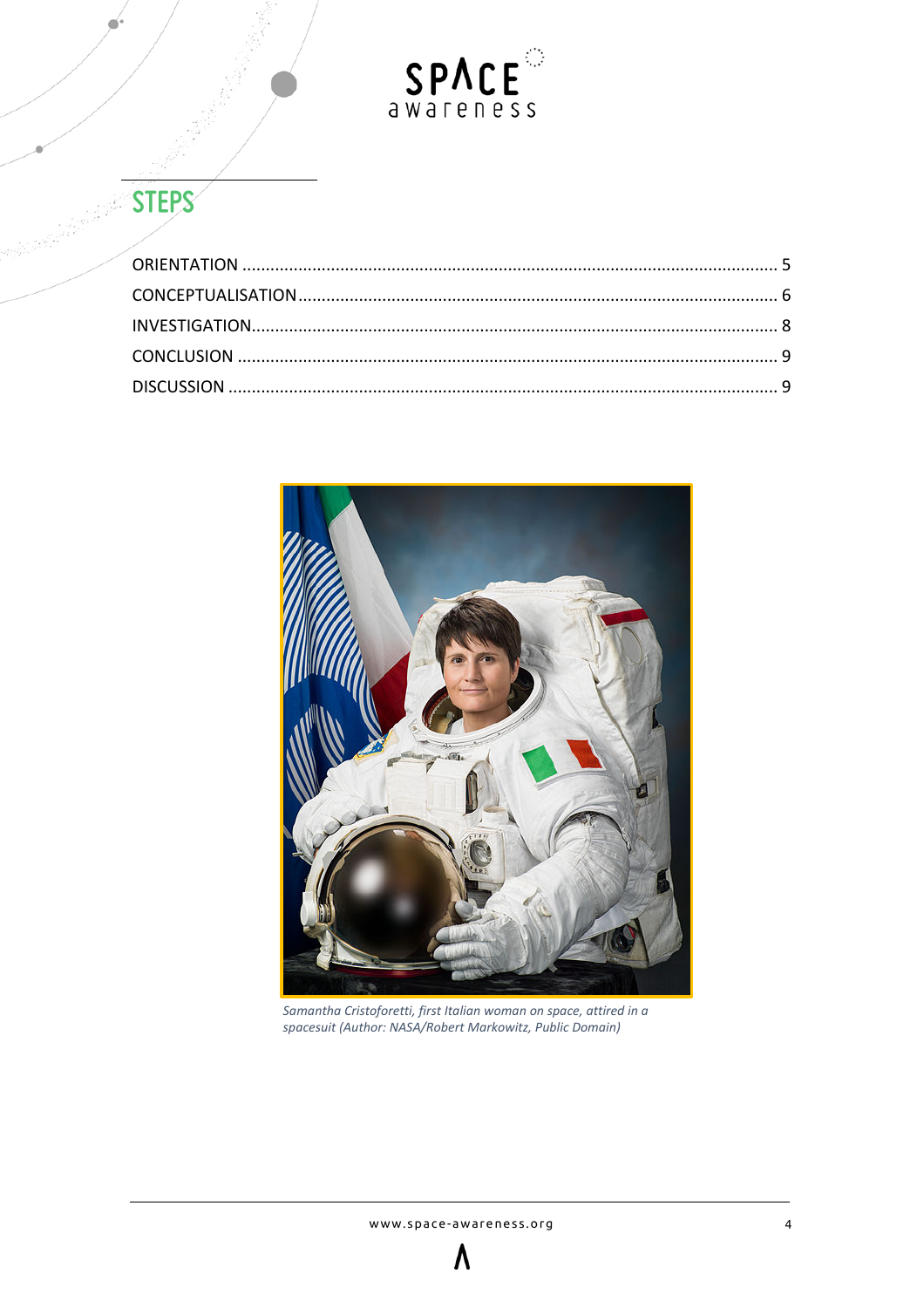## STEPS

| | |
|---|---|
| ORIENTATION | 5 |
| CONCEPTUALISATION | 6 |
| INVESTIGATION | 8 |
| CONCLUSION | 9 |
| DISCUSSION | 9 |

*Samantha Cristoforetti, first Italian woman on space, attired in a spacesuit (Author: NASA/Robert Markowitz, Public Domain)*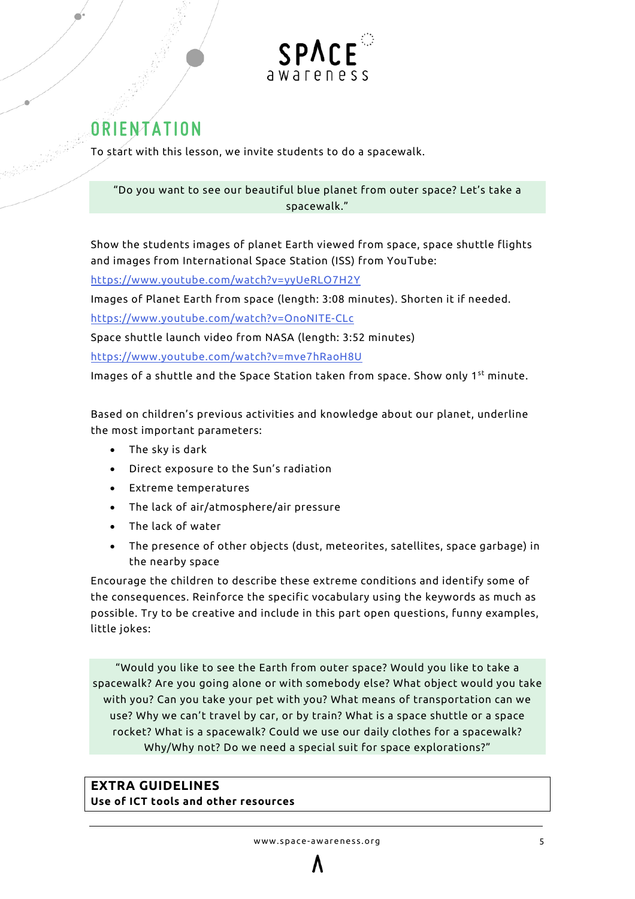## ORIENTATION

To start with this lesson, we invite students to do a spacewalk.

> "Do you want to see our beautiful blue planet from outer space? Let's take a spacewalk."

Show the students images of planet Earth viewed from space, space shuttle flights and images from International Space Station (ISS) from YouTube:

https://www.youtube.com/watch?v=yyUeRLO7H2Y

Images of Planet Earth from space (length: 3:08 minutes). Shorten it if needed.

https://www.youtube.com/watch?v=OnoNITE-CLc

Space shuttle launch video from NASA (length: 3:52 minutes)

https://www.youtube.com/watch?v=mve7hRaoH8U

Images of a shuttle and the Space Station taken from space. Show only 1st minute.

Based on children's previous activities and knowledge about our planet, underline the most important parameters:

- The sky is dark
- Direct exposure to the Sun's radiation
- Extreme temperatures
- The lack of air/atmosphere/air pressure
- The lack of water
- The presence of other objects (dust, meteorites, satellites, space garbage) in the nearby space

Encourage the children to describe these extreme conditions and identify some of the consequences. Reinforce the specific vocabulary using the keywords as much as possible. Try to be creative and include in this part open questions, funny examples, little jokes:

> "Would you like to see the Earth from outer space? Would you like to take a spacewalk? Are you going alone or with somebody else? What object would you take with you? Can you take your pet with you? What means of transportation can we use? Why we can't travel by car, or by train? What is a space shuttle or a space rocket? What is a spacewalk? Could we use our daily clothes for a spacewalk? Why/Why not? Do we need a special suit for space explorations?"

**EXTRA GUIDELINES**
**Use of ICT tools and other resources**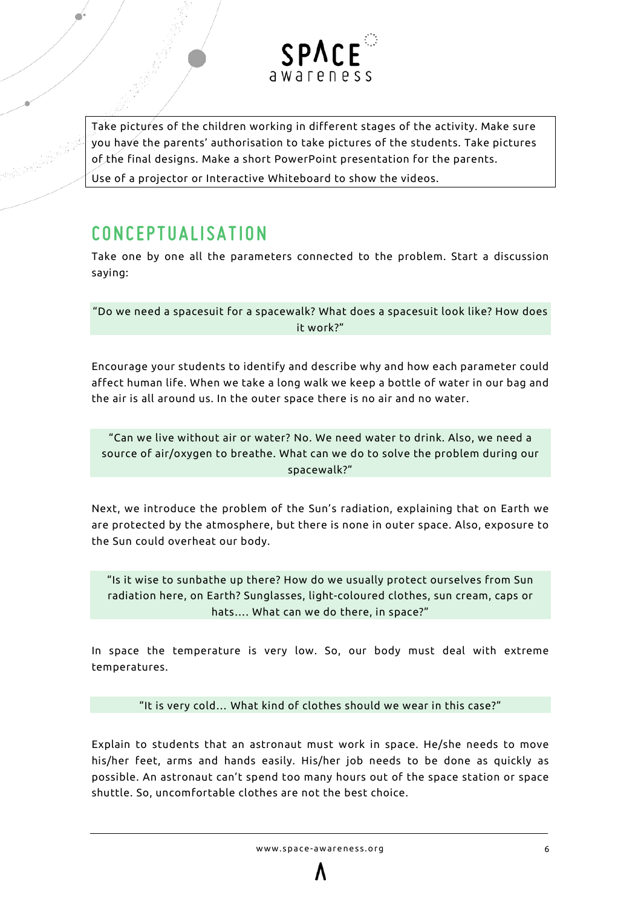Take pictures of the children working in different stages of the activity. Make sure you have the parents' authorisation to take pictures of the students. Take pictures of the final designs. Make a short PowerPoint presentation for the parents.

Use of a projector or Interactive Whiteboard to show the videos.

## CONCEPTUALISATION

Take one by one all the parameters connected to the problem. Start a discussion saying:

> "Do we need a spacesuit for a spacewalk? What does a spacesuit look like? How does it work?"

Encourage your students to identify and describe why and how each parameter could affect human life. When we take a long walk we keep a bottle of water in our bag and the air is all around us. In the outer space there is no air and no water.

> "Can we live without air or water? No. We need water to drink. Also, we need a source of air/oxygen to breathe. What can we do to solve the problem during our spacewalk?"

Next, we introduce the problem of the Sun's radiation, explaining that on Earth we are protected by the atmosphere, but there is none in outer space. Also, exposure to the Sun could overheat our body.

> "Is it wise to sunbathe up there? How do we usually protect ourselves from Sun radiation here, on Earth? Sunglasses, light-coloured clothes, sun cream, caps or hats…. What can we do there, in space?"

In space the temperature is very low. So, our body must deal with extreme temperatures.

> "It is very cold… What kind of clothes should we wear in this case?"

Explain to students that an astronaut must work in space. He/she needs to move his/her feet, arms and hands easily. His/her job needs to be done as quickly as possible. An astronaut can't spend too many hours out of the space station or space shuttle. So, uncomfortable clothes are not the best choice.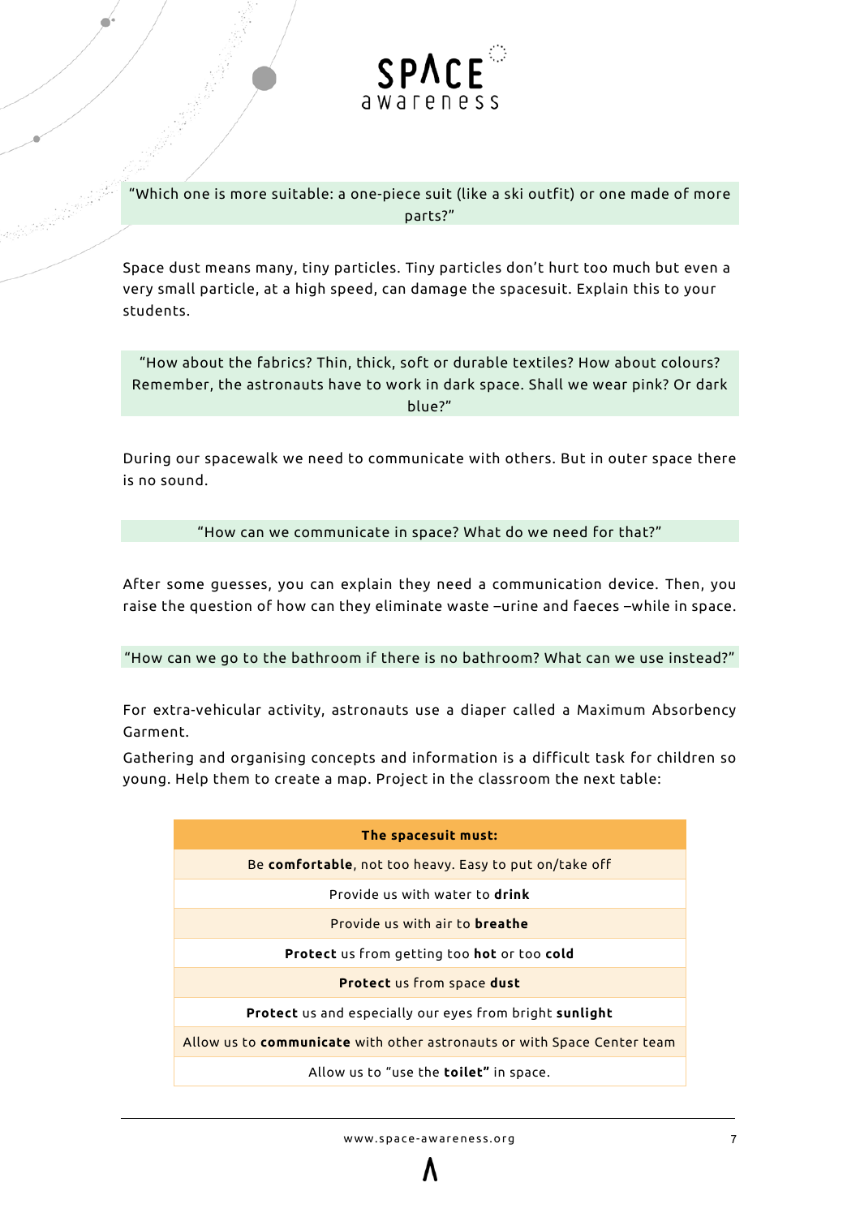“Which one is more suitable: a one-piece suit (like a ski outfit) or one made of more parts?”

Space dust means many, tiny particles. Tiny particles don’t hurt too much but even a very small particle, at a high speed, can damage the spacesuit. Explain this to your students.

“How about the fabrics? Thin, thick, soft or durable textiles? How about colours? Remember, the astronauts have to work in dark space. Shall we wear pink? Or dark blue?”

During our spacewalk we need to communicate with others. But in outer space there is no sound.

“How can we communicate in space? What do we need for that?”

After some guesses, you can explain they need a communication device. Then, you raise the question of how can they eliminate waste –urine and faeces –while in space.

“How can we go to the bathroom if there is no bathroom? What can we use instead?”

For extra-vehicular activity, astronauts use a diaper called a Maximum Absorbency Garment.

Gathering and organising concepts and information is a difficult task for children so young. Help them to create a map. Project in the classroom the next table:

| **The spacesuit must:** |
|---|
| Be **comfortable**, not too heavy. Easy to put on/take off |
| Provide us with water to **drink** |
| Provide us with air to **breathe** |
| **Protect** us from getting too **hot** or too **cold** |
| **Protect** us from space **dust** |
| **Protect** us and especially our eyes from bright **sunlight** |
| Allow us to **communicate** with other astronauts or with Space Center team |
| Allow us to “use the **toilet”** in space. |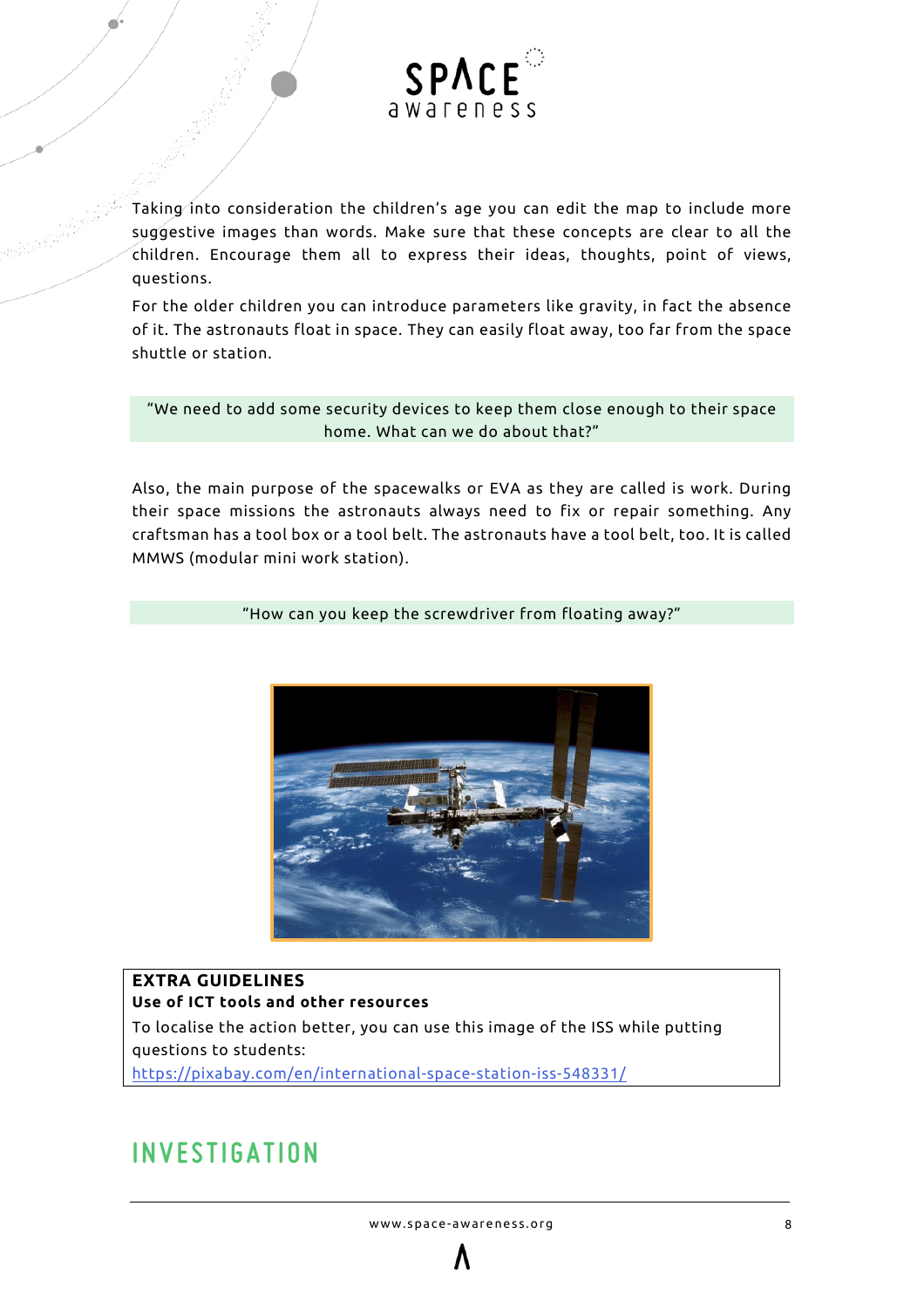Taking into consideration the children's age you can edit the map to include more suggestive images than words. Make sure that these concepts are clear to all the children. Encourage them all to express their ideas, thoughts, point of views, questions.

For the older children you can introduce parameters like gravity, in fact the absence of it. The astronauts float in space. They can easily float away, too far from the space shuttle or station.

"We need to add some security devices to keep them close enough to their space home. What can we do about that?"

Also, the main purpose of the spacewalks or EVA as they are called is work. During their space missions the astronauts always need to fix or repair something. Any craftsman has a tool box or a tool belt. The astronauts have a tool belt, too. It is called MMWS (modular mini work station).

"How can you keep the screwdriver from floating away?"

**EXTRA GUIDELINES**

**Use of ICT tools and other resources**

To localise the action better, you can use this image of the ISS while putting questions to students:

https://pixabay.com/en/international-space-station-iss-548331/

## INVESTIGATION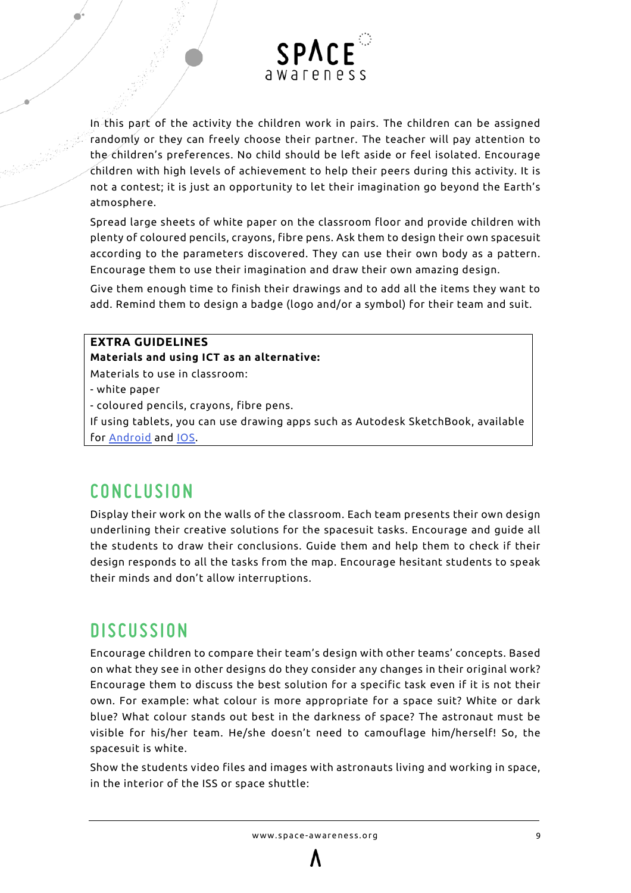In this part of the activity the children work in pairs. The children can be assigned randomly or they can freely choose their partner. The teacher will pay attention to the children's preferences. No child should be left aside or feel isolated. Encourage children with high levels of achievement to help their peers during this activity. It is not a contest; it is just an opportunity to let their imagination go beyond the Earth's atmosphere.

Spread large sheets of white paper on the classroom floor and provide children with plenty of coloured pencils, crayons, fibre pens. Ask them to design their own spacesuit according to the parameters discovered. They can use their own body as a pattern. Encourage them to use their imagination and draw their own amazing design.

Give them enough time to finish their drawings and to add all the items they want to add. Remind them to design a badge (logo and/or a symbol) for their team and suit.

> **EXTRA GUIDELINES**
> **Materials and using ICT as an alternative:**
> Materials to use in classroom:
> - white paper
> - coloured pencils, crayons, fibre pens.
>
> If using tablets, you can use drawing apps such as Autodesk SketchBook, available for Android and IOS.

## CONCLUSION

Display their work on the walls of the classroom. Each team presents their own design underlining their creative solutions for the spacesuit tasks. Encourage and guide all the students to draw their conclusions. Guide them and help them to check if their design responds to all the tasks from the map. Encourage hesitant students to speak their minds and don't allow interruptions.

## DISCUSSION

Encourage children to compare their team's design with other teams' concepts. Based on what they see in other designs do they consider any changes in their original work? Encourage them to discuss the best solution for a specific task even if it is not their own. For example: what colour is more appropriate for a space suit? White or dark blue? What colour stands out best in the darkness of space? The astronaut must be visible for his/her team. He/she doesn't need to camouflage him/herself! So, the spacesuit is white.

Show the students video files and images with astronauts living and working in space, in the interior of the ISS or space shuttle: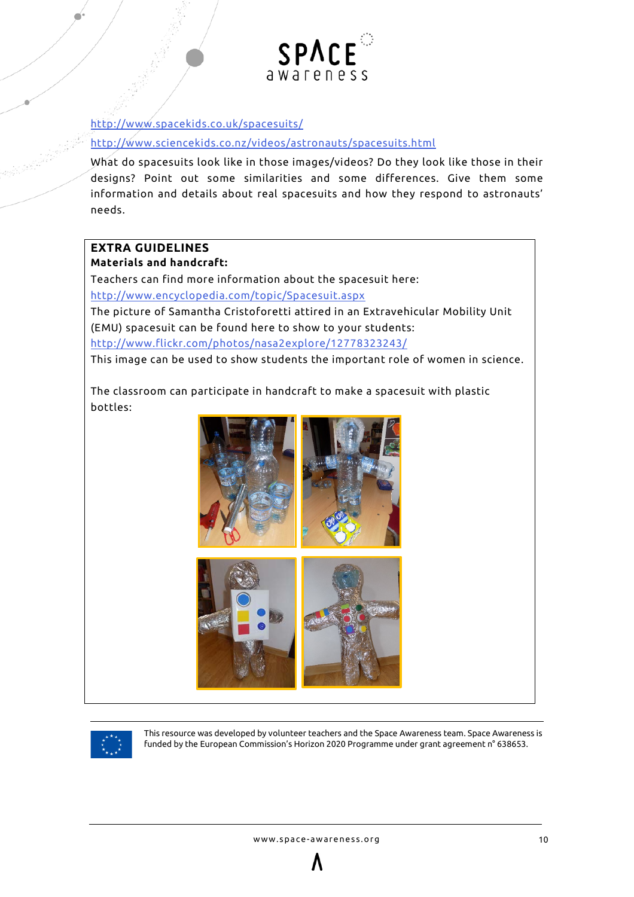http://www.spacekids.co.uk/spacesuits/

http://www.sciencekids.co.nz/videos/astronauts/spacesuits.html

What do spacesuits look like in those images/videos? Do they look like those in their designs? Point out some similarities and some differences. Give them some information and details about real spacesuits and how they respond to astronauts' needs.

**EXTRA GUIDELINES**

**Materials and handcraft:**

Teachers can find more information about the spacesuit here:
http://www.encyclopedia.com/topic/Spacesuit.aspx

The picture of Samantha Cristoforetti attired in an Extravehicular Mobility Unit (EMU) spacesuit can be found here to show to your students:
http://www.flickr.com/photos/nasa2explore/12778323243/

This image can be used to show students the important role of women in science.

The classroom can participate in handcraft to make a spacesuit with plastic bottles:

This resource was developed by volunteer teachers and the Space Awareness team. Space Awareness is funded by the European Commission's Horizon 2020 Programme under grant agreement n° 638653.